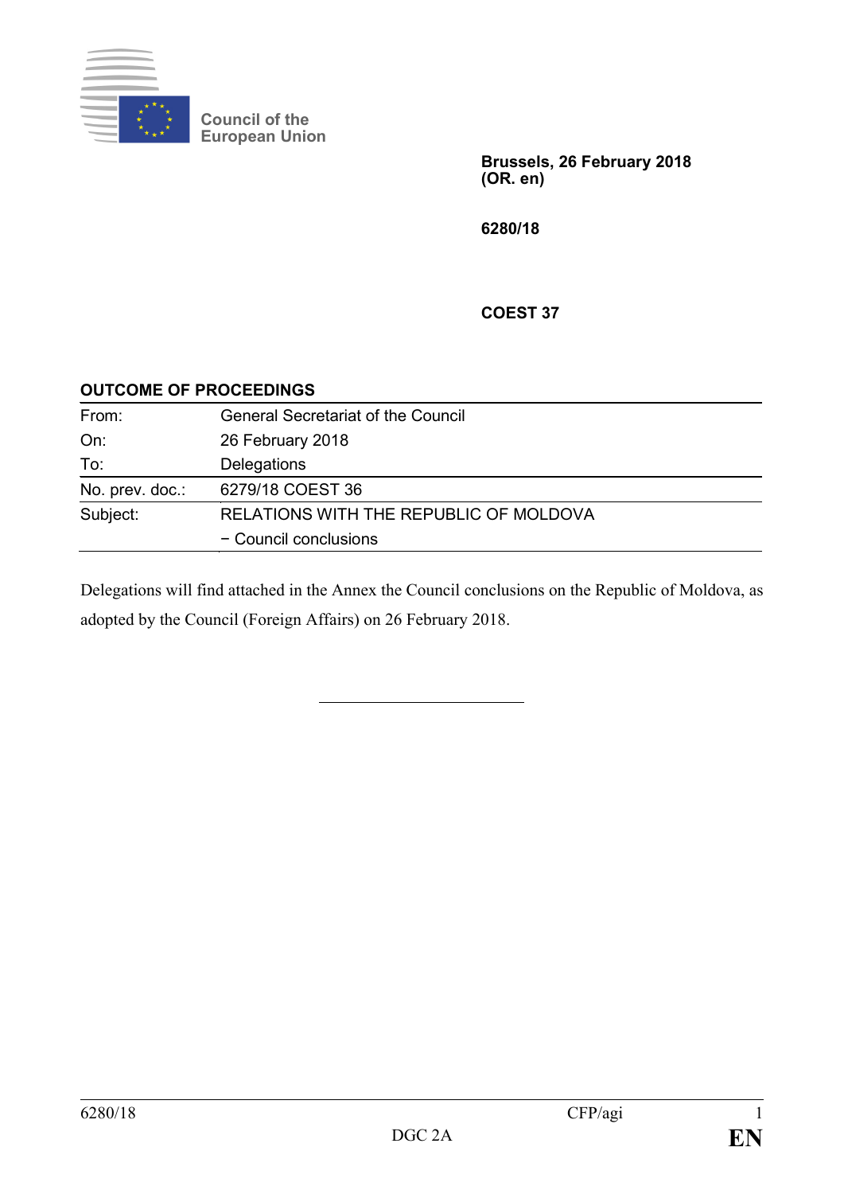Council of the European Union

**Brussels, 26 February 2018 (OR. en)**

**6280/18**

**COEST 37**

**OUTCOME OF PROCEEDINGS**

| | |
|---|---|
| From: | General Secretariat of the Council |
| On: | 26 February 2018 |
| To: | Delegations |
| No. prev. doc.: | 6279/18 COEST 36 |
| Subject: | RELATIONS WITH THE REPUBLIC OF MOLDOVA − Council conclusions |

Delegations will find attached in the Annex the Council conclusions on the Republic of Moldova, as adopted by the Council (Foreign Affairs) on 26 February 2018.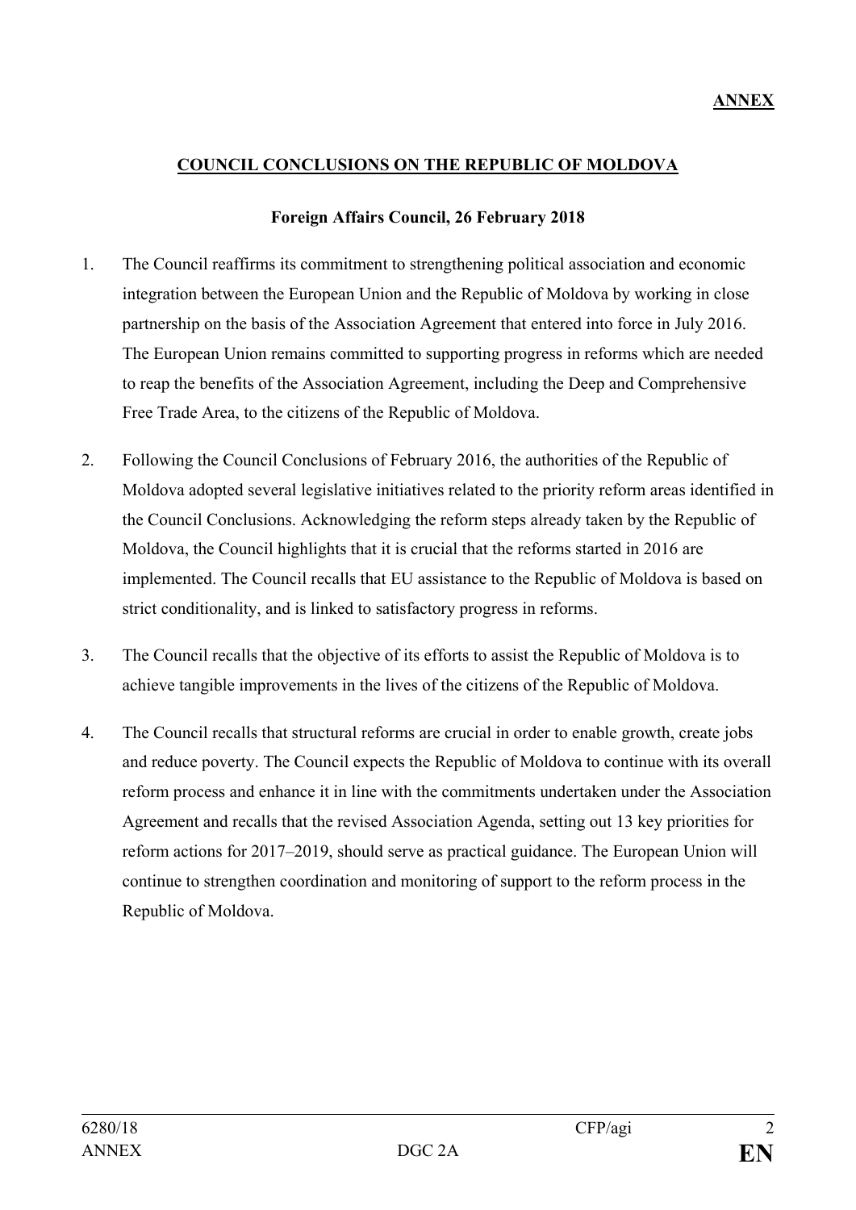**ANNEX**

## COUNCIL CONCLUSIONS ON THE REPUBLIC OF MOLDOVA

**Foreign Affairs Council, 26 February 2018**

1. The Council reaffirms its commitment to strengthening political association and economic integration between the European Union and the Republic of Moldova by working in close partnership on the basis of the Association Agreement that entered into force in July 2016. The European Union remains committed to supporting progress in reforms which are needed to reap the benefits of the Association Agreement, including the Deep and Comprehensive Free Trade Area, to the citizens of the Republic of Moldova.

2. Following the Council Conclusions of February 2016, the authorities of the Republic of Moldova adopted several legislative initiatives related to the priority reform areas identified in the Council Conclusions. Acknowledging the reform steps already taken by the Republic of Moldova, the Council highlights that it is crucial that the reforms started in 2016 are implemented. The Council recalls that EU assistance to the Republic of Moldova is based on strict conditionality, and is linked to satisfactory progress in reforms.

3. The Council recalls that the objective of its efforts to assist the Republic of Moldova is to achieve tangible improvements in the lives of the citizens of the Republic of Moldova.

4. The Council recalls that structural reforms are crucial in order to enable growth, create jobs and reduce poverty. The Council expects the Republic of Moldova to continue with its overall reform process and enhance it in line with the commitments undertaken under the Association Agreement and recalls that the revised Association Agenda, setting out 13 key priorities for reform actions for 2017–2019, should serve as practical guidance. The European Union will continue to strengthen coordination and monitoring of support to the reform process in the Republic of Moldova.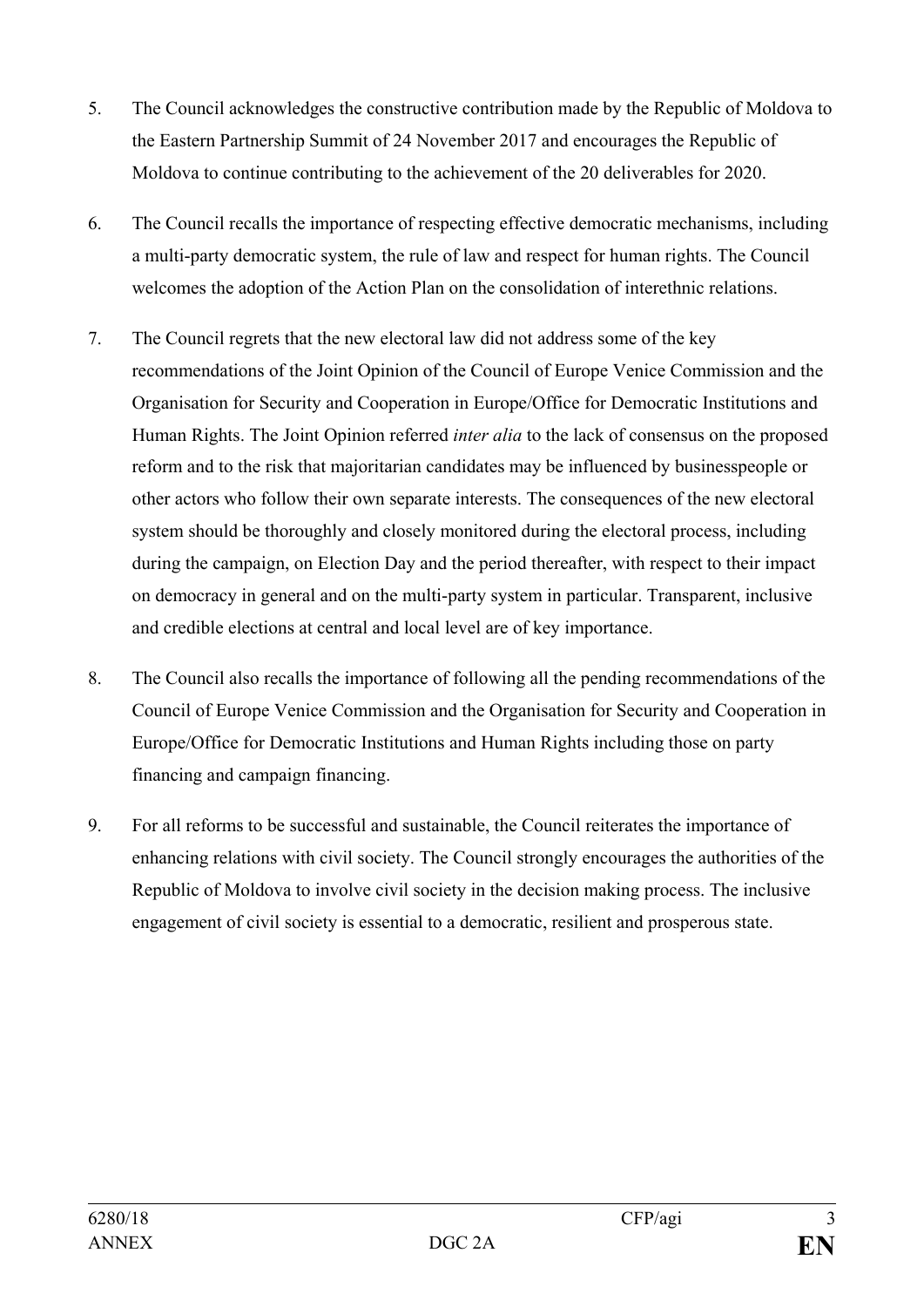5. The Council acknowledges the constructive contribution made by the Republic of Moldova to the Eastern Partnership Summit of 24 November 2017 and encourages the Republic of Moldova to continue contributing to the achievement of the 20 deliverables for 2020.

6. The Council recalls the importance of respecting effective democratic mechanisms, including a multi-party democratic system, the rule of law and respect for human rights. The Council welcomes the adoption of the Action Plan on the consolidation of interethnic relations.

7. The Council regrets that the new electoral law did not address some of the key recommendations of the Joint Opinion of the Council of Europe Venice Commission and the Organisation for Security and Cooperation in Europe/Office for Democratic Institutions and Human Rights. The Joint Opinion referred *inter alia* to the lack of consensus on the proposed reform and to the risk that majoritarian candidates may be influenced by businesspeople or other actors who follow their own separate interests. The consequences of the new electoral system should be thoroughly and closely monitored during the electoral process, including during the campaign, on Election Day and the period thereafter, with respect to their impact on democracy in general and on the multi-party system in particular. Transparent, inclusive and credible elections at central and local level are of key importance.

8. The Council also recalls the importance of following all the pending recommendations of the Council of Europe Venice Commission and the Organisation for Security and Cooperation in Europe/Office for Democratic Institutions and Human Rights including those on party financing and campaign financing.

9. For all reforms to be successful and sustainable, the Council reiterates the importance of enhancing relations with civil society. The Council strongly encourages the authorities of the Republic of Moldova to involve civil society in the decision making process. The inclusive engagement of civil society is essential to a democratic, resilient and prosperous state.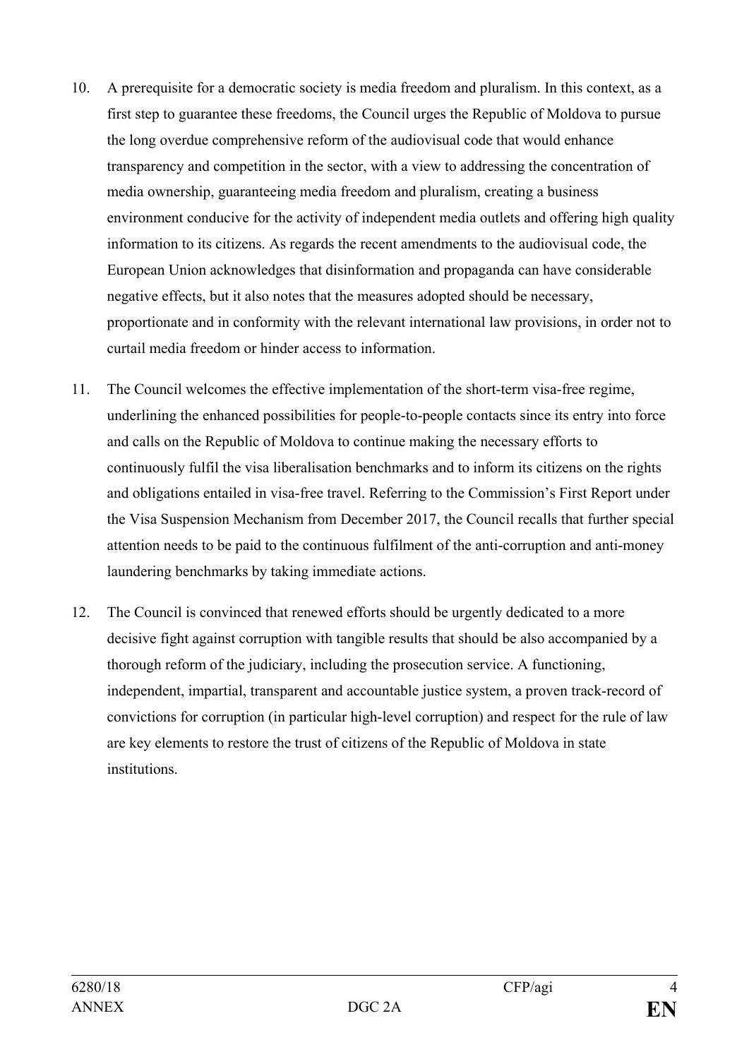10. A prerequisite for a democratic society is media freedom and pluralism. In this context, as a first step to guarantee these freedoms, the Council urges the Republic of Moldova to pursue the long overdue comprehensive reform of the audiovisual code that would enhance transparency and competition in the sector, with a view to addressing the concentration of media ownership, guaranteeing media freedom and pluralism, creating a business environment conducive for the activity of independent media outlets and offering high quality information to its citizens. As regards the recent amendments to the audiovisual code, the European Union acknowledges that disinformation and propaganda can have considerable negative effects, but it also notes that the measures adopted should be necessary, proportionate and in conformity with the relevant international law provisions, in order not to curtail media freedom or hinder access to information.

11. The Council welcomes the effective implementation of the short-term visa-free regime, underlining the enhanced possibilities for people-to-people contacts since its entry into force and calls on the Republic of Moldova to continue making the necessary efforts to continuously fulfil the visa liberalisation benchmarks and to inform its citizens on the rights and obligations entailed in visa-free travel. Referring to the Commission's First Report under the Visa Suspension Mechanism from December 2017, the Council recalls that further special attention needs to be paid to the continuous fulfilment of the anti-corruption and anti-money laundering benchmarks by taking immediate actions.

12. The Council is convinced that renewed efforts should be urgently dedicated to a more decisive fight against corruption with tangible results that should be also accompanied by a thorough reform of the judiciary, including the prosecution service. A functioning, independent, impartial, transparent and accountable justice system, a proven track-record of convictions for corruption (in particular high-level corruption) and respect for the rule of law are key elements to restore the trust of citizens of the Republic of Moldova in state institutions.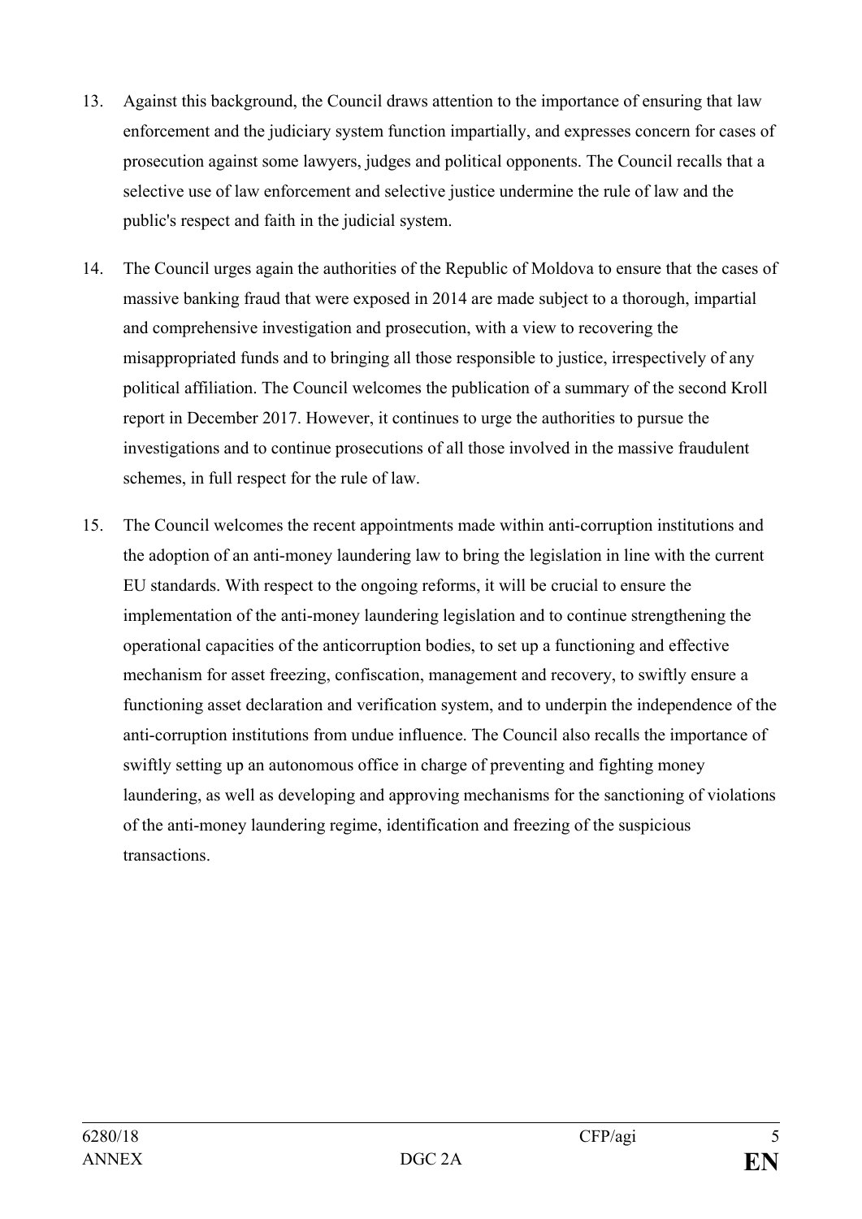13. Against this background, the Council draws attention to the importance of ensuring that law enforcement and the judiciary system function impartially, and expresses concern for cases of prosecution against some lawyers, judges and political opponents. The Council recalls that a selective use of law enforcement and selective justice undermine the rule of law and the public's respect and faith in the judicial system.

14. The Council urges again the authorities of the Republic of Moldova to ensure that the cases of massive banking fraud that were exposed in 2014 are made subject to a thorough, impartial and comprehensive investigation and prosecution, with a view to recovering the misappropriated funds and to bringing all those responsible to justice, irrespectively of any political affiliation. The Council welcomes the publication of a summary of the second Kroll report in December 2017. However, it continues to urge the authorities to pursue the investigations and to continue prosecutions of all those involved in the massive fraudulent schemes, in full respect for the rule of law.

15. The Council welcomes the recent appointments made within anti-corruption institutions and the adoption of an anti-money laundering law to bring the legislation in line with the current EU standards. With respect to the ongoing reforms, it will be crucial to ensure the implementation of the anti-money laundering legislation and to continue strengthening the operational capacities of the anticorruption bodies, to set up a functioning and effective mechanism for asset freezing, confiscation, management and recovery, to swiftly ensure a functioning asset declaration and verification system, and to underpin the independence of the anti-corruption institutions from undue influence. The Council also recalls the importance of swiftly setting up an autonomous office in charge of preventing and fighting money laundering, as well as developing and approving mechanisms for the sanctioning of violations of the anti-money laundering regime, identification and freezing of the suspicious transactions.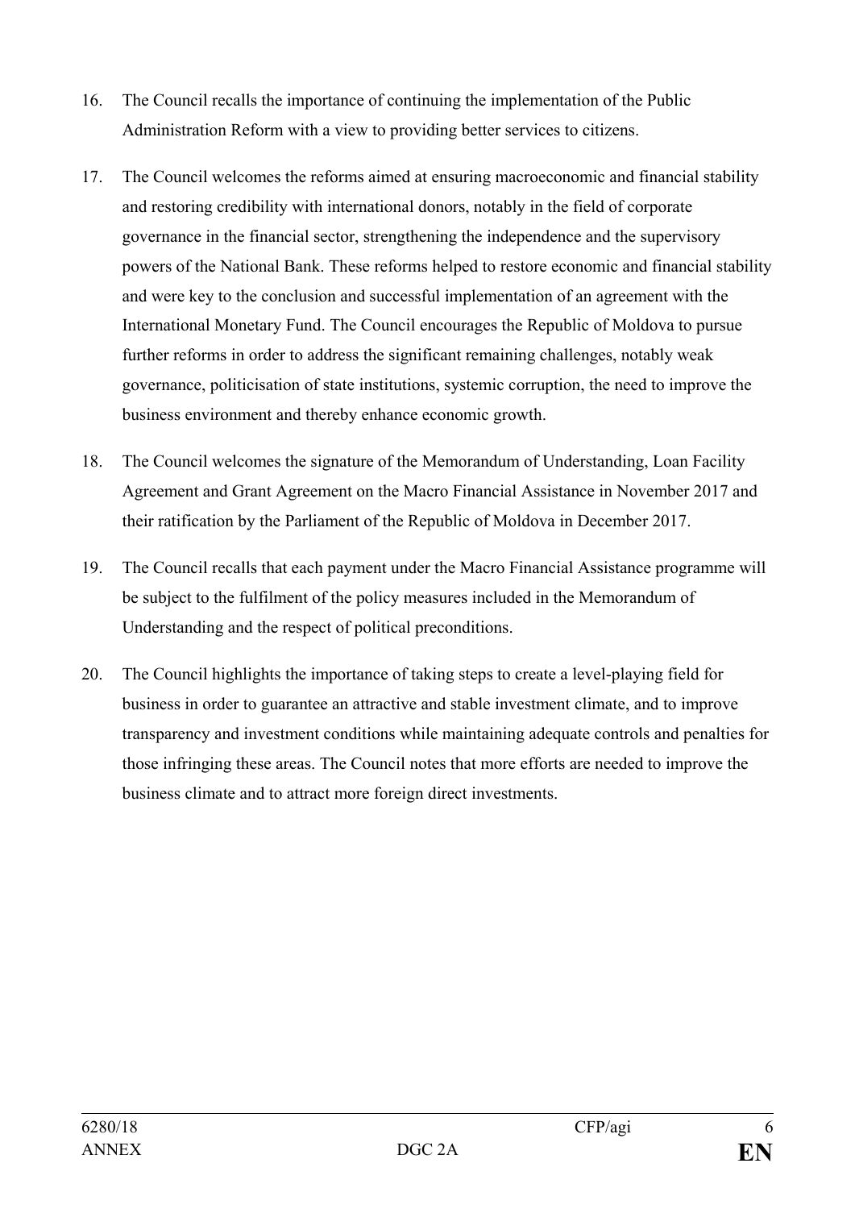16. The Council recalls the importance of continuing the implementation of the Public Administration Reform with a view to providing better services to citizens.

17. The Council welcomes the reforms aimed at ensuring macroeconomic and financial stability and restoring credibility with international donors, notably in the field of corporate governance in the financial sector, strengthening the independence and the supervisory powers of the National Bank. These reforms helped to restore economic and financial stability and were key to the conclusion and successful implementation of an agreement with the International Monetary Fund. The Council encourages the Republic of Moldova to pursue further reforms in order to address the significant remaining challenges, notably weak governance, politicisation of state institutions, systemic corruption, the need to improve the business environment and thereby enhance economic growth.

18. The Council welcomes the signature of the Memorandum of Understanding, Loan Facility Agreement and Grant Agreement on the Macro Financial Assistance in November 2017 and their ratification by the Parliament of the Republic of Moldova in December 2017.

19. The Council recalls that each payment under the Macro Financial Assistance programme will be subject to the fulfilment of the policy measures included in the Memorandum of Understanding and the respect of political preconditions.

20. The Council highlights the importance of taking steps to create a level-playing field for business in order to guarantee an attractive and stable investment climate, and to improve transparency and investment conditions while maintaining adequate controls and penalties for those infringing these areas. The Council notes that more efforts are needed to improve the business climate and to attract more foreign direct investments.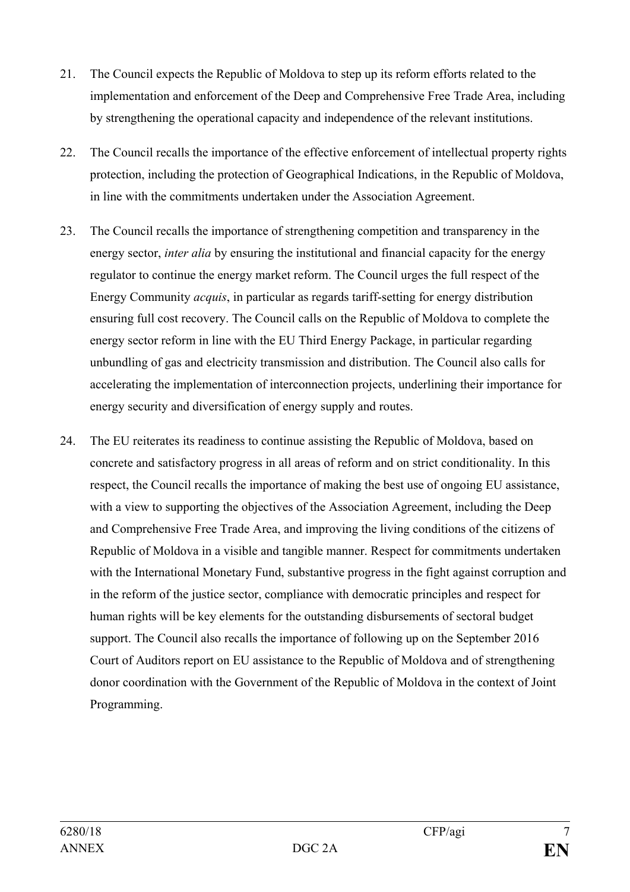21. The Council expects the Republic of Moldova to step up its reform efforts related to the implementation and enforcement of the Deep and Comprehensive Free Trade Area, including by strengthening the operational capacity and independence of the relevant institutions.

22. The Council recalls the importance of the effective enforcement of intellectual property rights protection, including the protection of Geographical Indications, in the Republic of Moldova, in line with the commitments undertaken under the Association Agreement.

23. The Council recalls the importance of strengthening competition and transparency in the energy sector, *inter alia* by ensuring the institutional and financial capacity for the energy regulator to continue the energy market reform. The Council urges the full respect of the Energy Community *acquis*, in particular as regards tariff-setting for energy distribution ensuring full cost recovery. The Council calls on the Republic of Moldova to complete the energy sector reform in line with the EU Third Energy Package, in particular regarding unbundling of gas and electricity transmission and distribution. The Council also calls for accelerating the implementation of interconnection projects, underlining their importance for energy security and diversification of energy supply and routes.

24. The EU reiterates its readiness to continue assisting the Republic of Moldova, based on concrete and satisfactory progress in all areas of reform and on strict conditionality. In this respect, the Council recalls the importance of making the best use of ongoing EU assistance, with a view to supporting the objectives of the Association Agreement, including the Deep and Comprehensive Free Trade Area, and improving the living conditions of the citizens of Republic of Moldova in a visible and tangible manner. Respect for commitments undertaken with the International Monetary Fund, substantive progress in the fight against corruption and in the reform of the justice sector, compliance with democratic principles and respect for human rights will be key elements for the outstanding disbursements of sectoral budget support. The Council also recalls the importance of following up on the September 2016 Court of Auditors report on EU assistance to the Republic of Moldova and of strengthening donor coordination with the Government of the Republic of Moldova in the context of Joint Programming.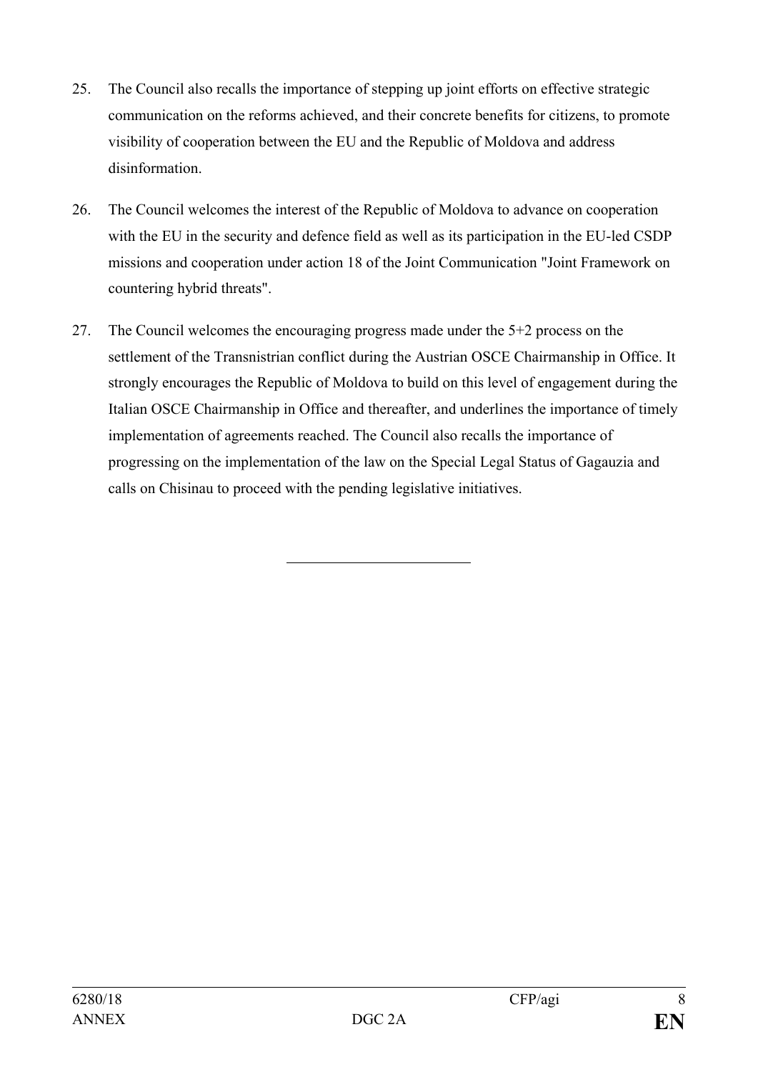25. The Council also recalls the importance of stepping up joint efforts on effective strategic communication on the reforms achieved, and their concrete benefits for citizens, to promote visibility of cooperation between the EU and the Republic of Moldova and address disinformation.

26. The Council welcomes the interest of the Republic of Moldova to advance on cooperation with the EU in the security and defence field as well as its participation in the EU-led CSDP missions and cooperation under action 18 of the Joint Communication "Joint Framework on countering hybrid threats".

27. The Council welcomes the encouraging progress made under the 5+2 process on the settlement of the Transnistrian conflict during the Austrian OSCE Chairmanship in Office. It strongly encourages the Republic of Moldova to build on this level of engagement during the Italian OSCE Chairmanship in Office and thereafter, and underlines the importance of timely implementation of agreements reached. The Council also recalls the importance of progressing on the implementation of the law on the Special Legal Status of Gagauzia and calls on Chisinau to proceed with the pending legislative initiatives.